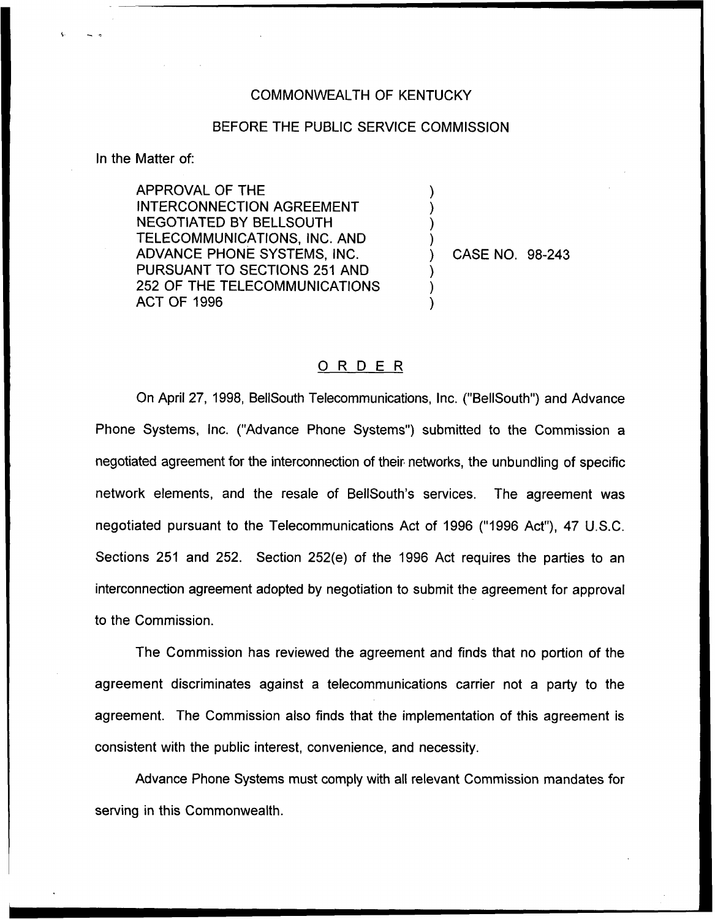COMMONWEALTH OF KENTUCKY

BEFORE THE PUBLIC SERVICE COMMISSION

In the Matter of:

APPROVAL OF THE INTERCONNECTION AGREEMENT NEGOTIATED BY BELLSOUTH TELECOMMUNICATIONS, INC. AND ADVANCE PHONE SYSTEMS, INC. PURSUANT TO SECTIONS 251 AND 252 OF THE TELECOMMUNICATIONS ACT OF 1996 ) CASE NO. 98-243

# ORDER

On April 27, 1998, BellSouth Telecommunications, Inc. ("BellSouth") and Advance Phone Systems, Inc. ("Advance Phone Systems") submitted to the Commission a negotiated agreement for the interconnection of their networks, the unbundling of specific network elements, and the resale of BellSouth's services. The agreement was negotiated pursuant to the Telecommunications Act of 1996 ("1996 Act"), 47 U.S.C. Sections 251 and 252. Section 252(e) of the 1996 Act requires the parties to an interconnection agreement adopted by negotiation to submit the agreement for approval to the Commission.

The Commission has reviewed the agreement and finds that no portion of the agreement discriminates against a telecommunications carrier not a party to the agreement. The Commission also finds that the implementation of this agreement is consistent with the public interest, convenience, and necessity.

Advance Phone Systems must comply with all relevant Commission mandates for serving in this Commonwealth.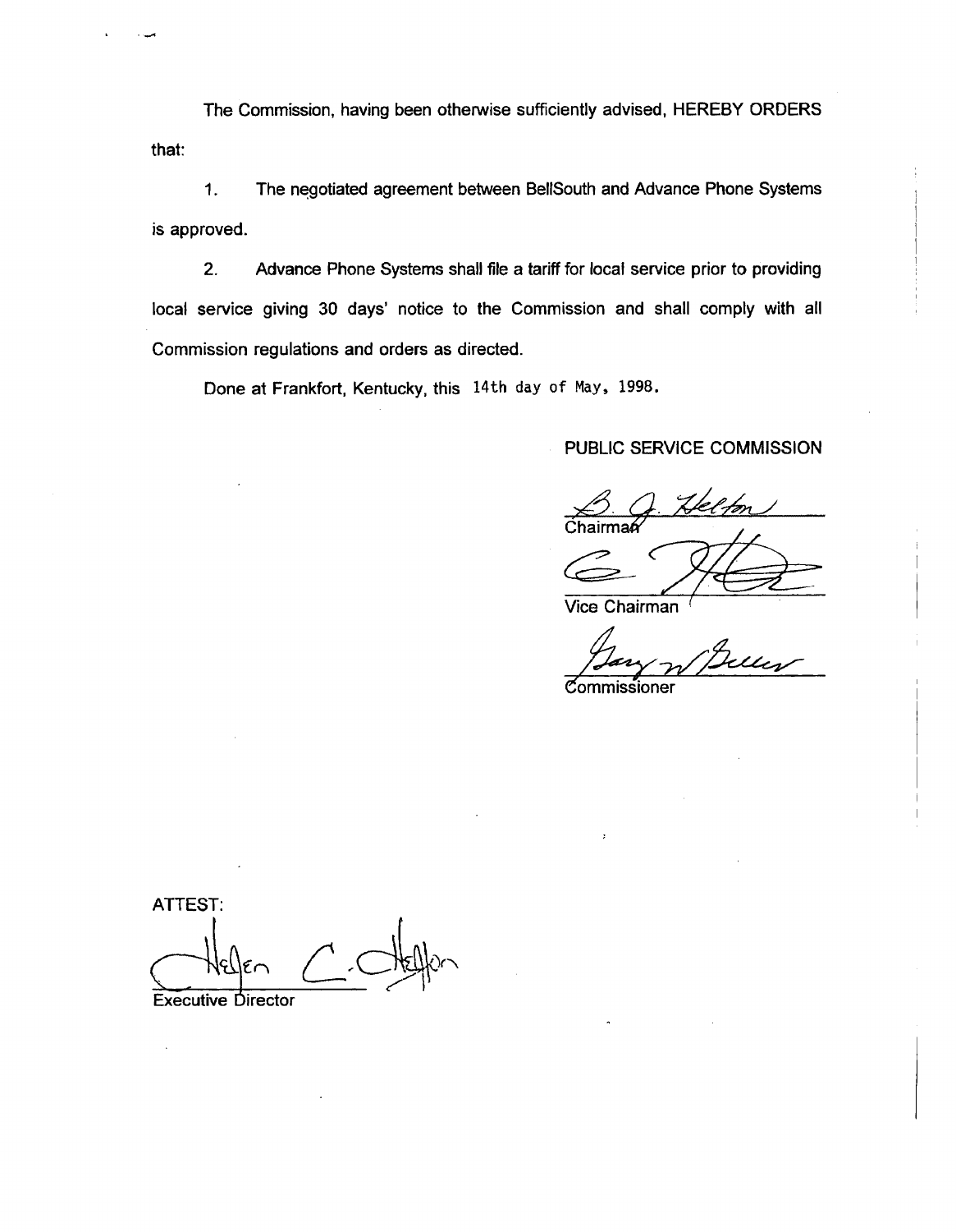The Commission, having been otherwise sufficiently advised, HEREBY ORDERS that:

1. The negotiated agreement between BellSouth and Advance Phone Systems is approved.

2. Advance Phone Systems shall file a tariff for local service prior to providing local service giving 30 days' notice to the Commission and shall comply with all Commission regulations and orders as directed.

Done at Frankfort, Kentucky, this 14th day of May, 1998.

PUBLIC SERVICE COMMISSION

Chairman

Vice Chairman

Commissioner

ATTEST:

Executive Director